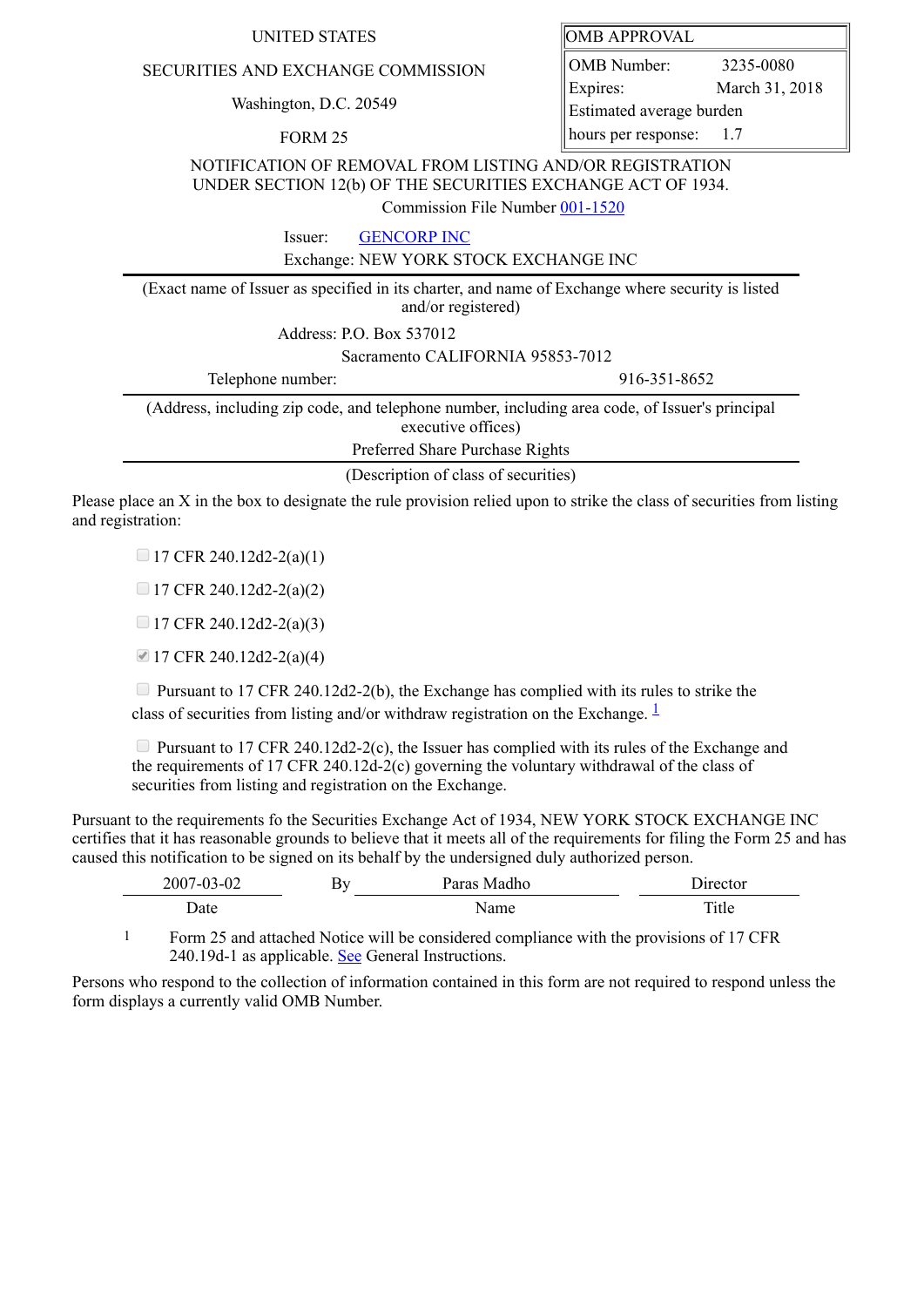UNITED STATES

SECURITIES AND EXCHANGE COMMISSION

Washington, D.C. 20549

FORM 25

| OMB APPROVAL | |
|---|---|
| OMB Number: | 3235-0080 |
| Expires: | March 31, 2018 |
| Estimated average burden hours per response: | 1.7 |

NOTIFICATION OF REMOVAL FROM LISTING AND/OR REGISTRATION UNDER SECTION 12(b) OF THE SECURITIES EXCHANGE ACT OF 1934.

Commission File Number 001-1520

Issuer: GENCORP INC

Exchange: NEW YORK STOCK EXCHANGE INC

(Exact name of Issuer as specified in its charter, and name of Exchange where security is listed and/or registered)

Address: P.O. Box 537012

Sacramento CALIFORNIA 95853-7012

Telephone number: 916-351-8652

(Address, including zip code, and telephone number, including area code, of Issuer's principal executive offices)

Preferred Share Purchase Rights

(Description of class of securities)

Please place an X in the box to designate the rule provision relied upon to strike the class of securities from listing and registration:

- [ ] 17 CFR 240.12d2-2(a)(1)
- [ ] 17 CFR 240.12d2-2(a)(2)
- [ ] 17 CFR 240.12d2-2(a)(3)
- [x] 17 CFR 240.12d2-2(a)(4)
- [ ] Pursuant to 17 CFR 240.12d2-2(b), the Exchange has complied with its rules to strike the class of securities from listing and/or withdraw registration on the Exchange. [1]
- [ ] Pursuant to 17 CFR 240.12d2-2(c), the Issuer has complied with its rules of the Exchange and the requirements of 17 CFR 240.12d-2(c) governing the voluntary withdrawal of the class of securities from listing and registration on the Exchange.

Pursuant to the requirements fo the Securities Exchange Act of 1934, NEW YORK STOCK EXCHANGE INC certifies that it has reasonable grounds to believe that it meets all of the requirements for filing the Form 25 and has caused this notification to be signed on its behalf by the undersigned duly authorized person.

| 2007-03-02 | By | Paras Madho | Director |
|---|---|---|---|
| Date | | Name | Title |

1 Form 25 and attached Notice will be considered compliance with the provisions of 17 CFR 240.19d-1 as applicable. See General Instructions.

Persons who respond to the collection of information contained in this form are not required to respond unless the form displays a currently valid OMB Number.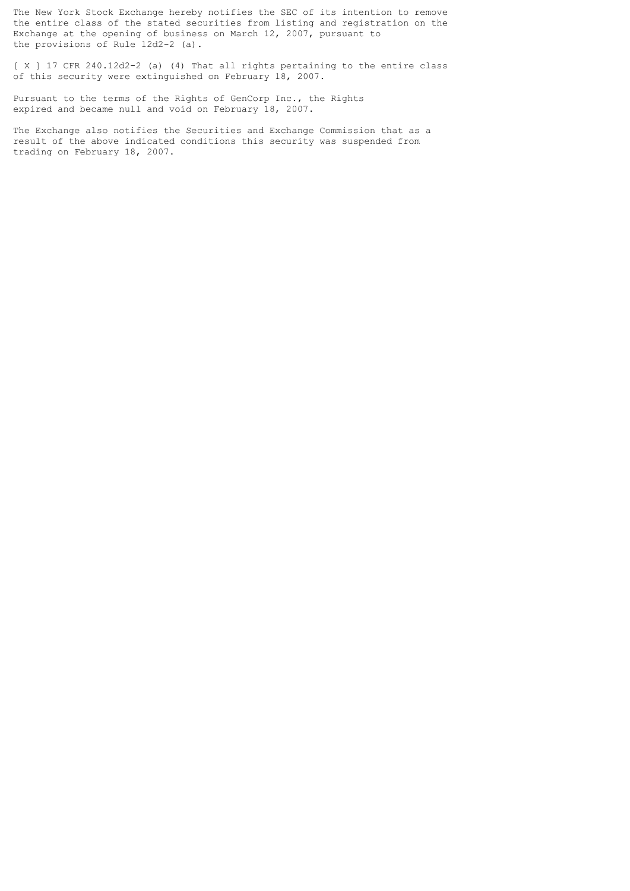The New York Stock Exchange hereby notifies the SEC of its intention to remove the entire class of the stated securities from listing and registration on the Exchange at the opening of business on March 12, 2007, pursuant to the provisions of Rule 12d2-2 (a).

[ X ] 17 CFR 240.12d2-2 (a) (4) That all rights pertaining to the entire class of this security were extinguished on February 18, 2007.

Pursuant to the terms of the Rights of GenCorp Inc., the Rights expired and became null and void on February 18, 2007.

The Exchange also notifies the Securities and Exchange Commission that as a result of the above indicated conditions this security was suspended from trading on February 18, 2007.